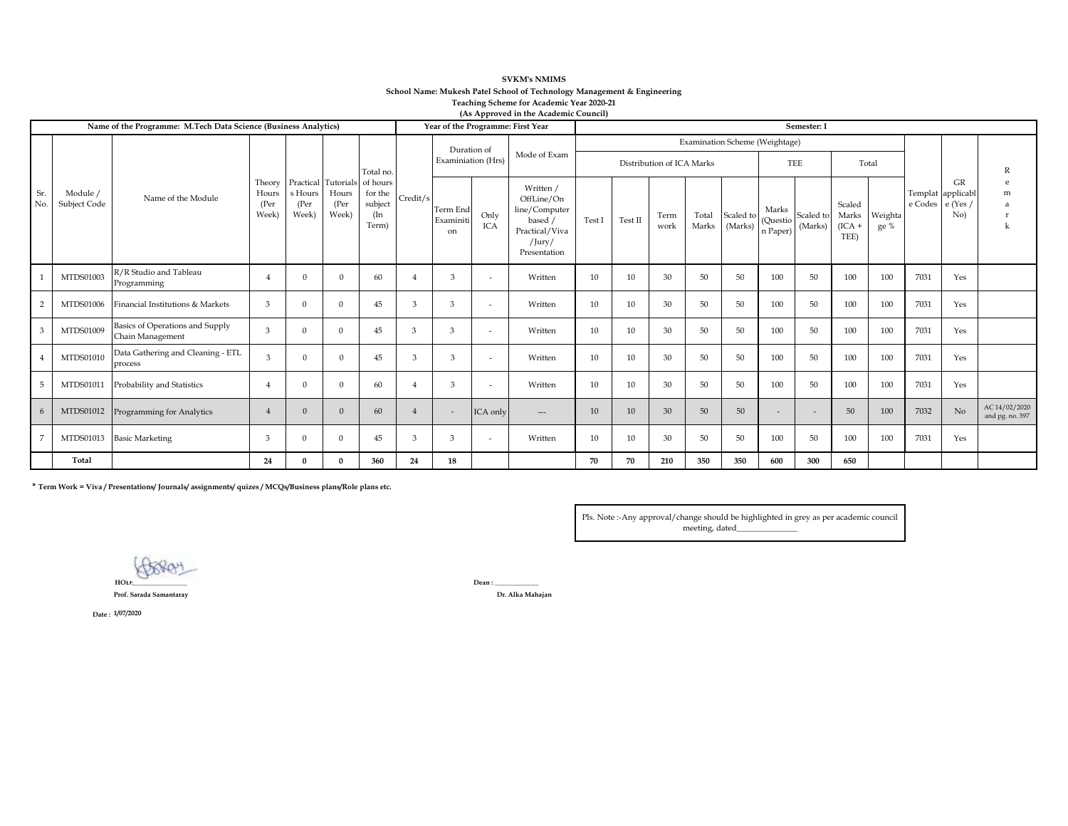**SVKM's NMIMS**

**School Name: Mukesh Patel School of Technology Management & Engineering**

**Teaching Scheme for Academic Year 2020-21**

**(As Approved in the Academic Council)**

| **Name of the Programme: M.Tech Data Science (Business Analytics)** | | | | | | | | **Year of the Programme: First Year** | | | **Semester: I** | | | | | | | | | | | |
|---|---|---|---|---|---|---|---|---|---|---|---|---|---|---|---|---|---|---|---|---|---|---|
| Sr. No. | Module / Subject Code | Name of the Module | Theory Hours (Per Week) | Practicals Hours (Per Week) | Tutorials Hours (Per Week) | Total no. of hours for the subject (In Term) | Credit/s | Duration of Examiniation (Hrs) | | Mode of Exam | Examination Scheme (Weightage) | | | | | | | | | Template Codes | GR applicable (Yes / No) | Remark |
| | | | | | | | | | | | Distribution of ICA Marks | | | | | TEE | | Total | | | | |
| | | | | | | | | Term End Examiniti on | Only ICA | Written / OffLine/On line/Computer based / Practical/Viva /Jury/ Presentation | Test I | Test II | Term work | Total Marks | Scaled to (Marks) | Marks (Question Paper) | Scaled to (Marks) | Scaled Marks (ICA + TEE) | Weightage % | | | |
| 1 | MTDS01003 | R/R Studio and Tableau Programming | 4 | 0 | 0 | 60 | 4 | 3 | - | Written | 10 | 10 | 30 | 50 | 50 | 100 | 50 | 100 | 100 | 7031 | Yes | |
| 2 | MTDS01006 | Financial Institutions & Markets | 3 | 0 | 0 | 45 | 3 | 3 | - | Written | 10 | 10 | 30 | 50 | 50 | 100 | 50 | 100 | 100 | 7031 | Yes | |
| 3 | MTDS01009 | Basics of Operations and Supply Chain Management | 3 | 0 | 0 | 45 | 3 | 3 | - | Written | 10 | 10 | 30 | 50 | 50 | 100 | 50 | 100 | 100 | 7031 | Yes | |
| 4 | MTDS01010 | Data Gathering and Cleaning - ETL process | 3 | 0 | 0 | 45 | 3 | 3 | - | Written | 10 | 10 | 30 | 50 | 50 | 100 | 50 | 100 | 100 | 7031 | Yes | |
| 5 | MTDS01011 | Probability and Statistics | 4 | 0 | 0 | 60 | 4 | 3 | - | Written | 10 | 10 | 30 | 50 | 50 | 100 | 50 | 100 | 100 | 7031 | Yes | |
| 6 | MTDS01012 | Programming for Analytics | 4 | 0 | 0 | 60 | 4 | - | ICA only | --- | 10 | 10 | 30 | 50 | 50 | - | - | 50 | 100 | 7032 | No | AC 14/02/2020 and pg. no. 397 |
| 7 | MTDS01013 | Basic Marketing | 3 | 0 | 0 | 45 | 3 | 3 | - | Written | 10 | 10 | 30 | 50 | 50 | 100 | 50 | 100 | 100 | 7031 | Yes | |
| | **Total** | | **24** | **0** | **0** | **360** | **24** | **18** | | | **70** | **70** | **210** | **350** | **350** | **600** | **300** | **650** | | | | |

* **Term Work = Viva / Presentations/ Journals/ assignments/ quizes / MCQs/Business plans/Role plans etc.**

Pls. Note :-Any approval/change should be highlighted in grey as per academic council meeting, dated_______________

**HOD:**_______________
**Prof. Sarada Samantaray**

**Dean :** ____________
**Dr. Alka Mahajan**

**Date : 1/07/2020**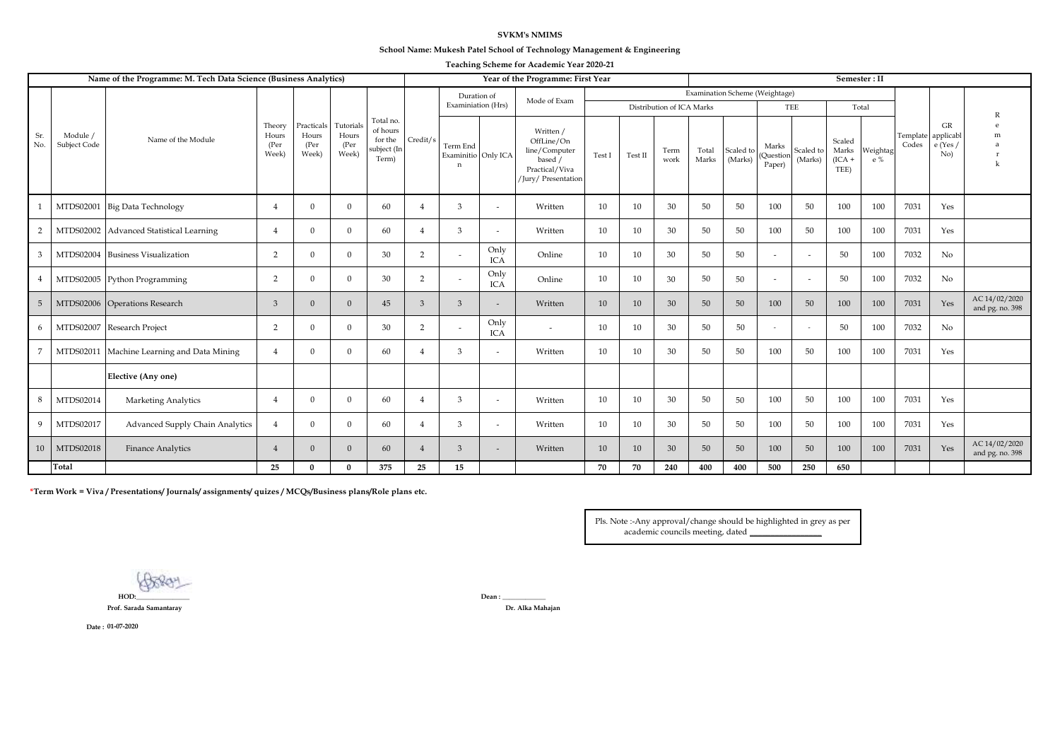**SVKM's NMIMS**

**School Name: Mukesh Patel School of Technology Management & Engineering**

**Teaching Scheme for Academic Year 2020-21**

| Name of the Programme: M. Tech Data Science (Business Analytics) | | | | | | | Year of the Programme: First Year | | | | | | | | | | Semester : II | | | | | | |
|---|---|---|---|---|---|---|---|---|---|---|---|---|---|---|---|---|---|---|---|---|---|---|
| Sr. No. | Module / Subject Code | Name of the Module | Theory Hours (Per Week) | Practicals Hours (Per Week) | Tutorials Hours (Per Week) | Total no. of hours for the subject (In Term) | Credit/s | Duration of Examiniation (Hrs) | | Mode of Exam | Examination Scheme (Weightage) | | | | | | | | | Template Codes | GR applicable (Yes / No) | Remark |
| | | | | | | | | | | | Distribution of ICA Marks | | | | | TEE | | Total | | | | |
| | | | | | | | | Term End Examinition | Only ICA | Written / OffLine/On line/Computer based / Practical/Viva /Jury/ Presentation | Test I | Test II | Term work | Total Marks | Scaled to (Marks) | Marks (Question Paper) | Scaled to (Marks) | Scaled Marks (ICA + TEE) | Weightage % | | | |
| 1 | MTDS02001 | Big Data Technology | 4 | 0 | 0 | 60 | 4 | 3 | - | Written | 10 | 10 | 30 | 50 | 50 | 100 | 50 | 100 | 100 | 7031 | Yes | |
| 2 | MTDS02002 | Advanced Statistical Learning | 4 | 0 | 0 | 60 | 4 | 3 | - | Written | 10 | 10 | 30 | 50 | 50 | 100 | 50 | 100 | 100 | 7031 | Yes | |
| 3 | MTDS02004 | Business Visualization | 2 | 0 | 0 | 30 | 2 | - | Only ICA | Online | 10 | 10 | 30 | 50 | 50 | - | - | 50 | 100 | 7032 | No | |
| 4 | MTDS02005 | Python Programming | 2 | 0 | 0 | 30 | 2 | - | Only ICA | Online | 10 | 10 | 30 | 50 | 50 | - | - | 50 | 100 | 7032 | No | |
| 5 | MTDS02006 | Operations Research | 3 | 0 | 0 | 45 | 3 | 3 | - | Written | 10 | 10 | 30 | 50 | 50 | 100 | 50 | 100 | 100 | 7031 | Yes | AC 14/02/2020 and pg. no. 398 |
| 6 | MTDS02007 | Research Project | 2 | 0 | 0 | 30 | 2 | - | Only ICA | - | 10 | 10 | 30 | 50 | 50 | - | - | 50 | 100 | 7032 | No | |
| 7 | MTDS02011 | Machine Learning and Data Mining | 4 | 0 | 0 | 60 | 4 | 3 | - | Written | 10 | 10 | 30 | 50 | 50 | 100 | 50 | 100 | 100 | 7031 | Yes | |
| | | **Elective (Any one)** | | | | | | | | | | | | | | | | | | | | |
| 8 | MTDS02014 | Marketing Analytics | 4 | 0 | 0 | 60 | 4 | 3 | - | Written | 10 | 10 | 30 | 50 | 50 | 100 | 50 | 100 | 100 | 7031 | Yes | |
| 9 | MTDS02017 | Advanced Supply Chain Analytics | 4 | 0 | 0 | 60 | 4 | 3 | - | Written | 10 | 10 | 30 | 50 | 50 | 100 | 50 | 100 | 100 | 7031 | Yes | |
| 10 | MTDS02018 | Finance Analytics | 4 | 0 | 0 | 60 | 4 | 3 | - | Written | 10 | 10 | 30 | 50 | 50 | 100 | 50 | 100 | 100 | 7031 | Yes | AC 14/02/2020 and pg. no. 398 |
| | **Total** | | **25** | **0** | **0** | **375** | **25** | **15** | | | **70** | **70** | **240** | **400** | **400** | **500** | **250** | **650** | | | | |

***Term Work = Viva / Presentations/ Journals/ assignments/ quizes / MCQs/Business plans/Role plans etc.**

Pls. Note :-Any approval/change should be highlighted in grey as per academic councils meeting, dated ________________

**HOD:** ________________
**Prof. Sarada Samantaray**

**Dean :** ____________
**Dr. Alka Mahajan**

**Date : 01-07-2020**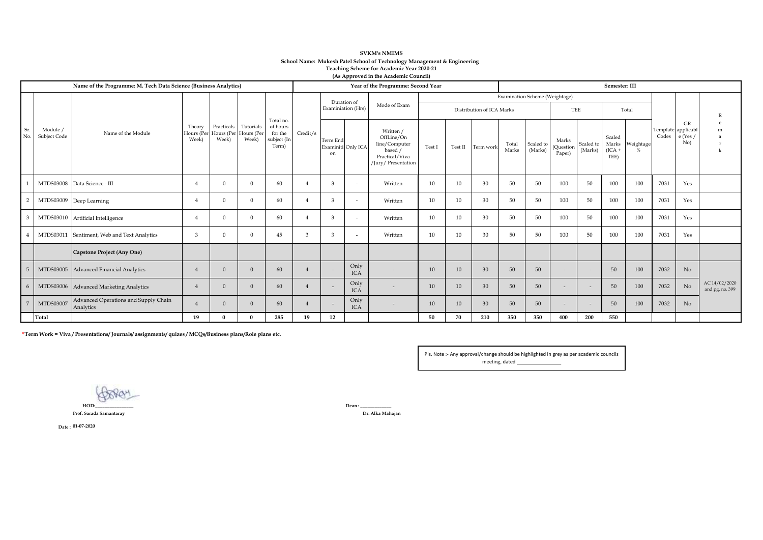**SVKM's NMIMS**

**School Name: Mukesh Patel School of Technology Management & Engineering**

**Teaching Scheme for Academic Year 2020-21**

**(As Approved in the Academic Council)**

| Name of the Programme: M. Tech Data Science (Business Analytics) | | | | | | | Year of the Programme: Second Year | | | | | | | | Semester: III | | | | | | | |
|---|---|---|---|---|---|---|---|---|---|---|---|---|---|---|---|---|---|---|---|---|---|---|
| | | | | | | | | Duration of Examiniation (Hrs) | | Mode of Exam | Examination Scheme (Weightage) | | | | | | | | | | | |
| | | | | | | | | | | | Distribution of ICA Marks | | | | | TEE | | Total | | | | |
| Sr. No. | Module / Subject Code | Name of the Module | Theory Hours (Per Week) | Practicals Hours (Per Week) | Tutorials Hours (Per Week) | Total no. of hours for the subject (In Term) | Credit/s | Term End Examinition | Only ICA | Written / OffLine/On line/Computer based / Practical/Viva /Jury/ Presentation | Test I | Test II | Term work | Total Marks | Scaled to (Marks) | Marks (Question Paper) | Scaled to (Marks) | Scaled Marks (ICA + TEE) | Weightage % | Template Codes | GR applicable (Yes / No) | Remark |
| 1 | MTDS03008 | Data Science - III | 4 | 0 | 0 | 60 | 4 | 3 | - | Written | 10 | 10 | 30 | 50 | 50 | 100 | 50 | 100 | 100 | 7031 | Yes | |
| 2 | MTDS03009 | Deep Learning | 4 | 0 | 0 | 60 | 4 | 3 | - | Written | 10 | 10 | 30 | 50 | 50 | 100 | 50 | 100 | 100 | 7031 | Yes | |
| 3 | MTDS03010 | Artificial Intelligence | 4 | 0 | 0 | 60 | 4 | 3 | - | Written | 10 | 10 | 30 | 50 | 50 | 100 | 50 | 100 | 100 | 7031 | Yes | |
| 4 | MTDS03011 | Sentiment, Web and Text Analytics | 3 | 0 | 0 | 45 | 3 | 3 | - | Written | 10 | 10 | 30 | 50 | 50 | 100 | 50 | 100 | 100 | 7031 | Yes | |
| | | **Capstone Project (Any One)** | | | | | | | | | | | | | | | | | | | | |
| 5 | MTDS03005 | Advanced Financial Analytics | 4 | 0 | 0 | 60 | 4 | - | Only ICA | - | 10 | 10 | 30 | 50 | 50 | - | - | 50 | 100 | 7032 | No | AC 14/02/2020 and pg. no. 399 |
| 6 | MTDS03006 | Advanced Marketing Analytics | 4 | 0 | 0 | 60 | 4 | - | Only ICA | - | 10 | 10 | 30 | 50 | 50 | - | - | 50 | 100 | 7032 | No | |
| 7 | MTDS03007 | Advanced Operations and Supply Chain Analytics | 4 | 0 | 0 | 60 | 4 | - | Only ICA | - | 10 | 10 | 30 | 50 | 50 | - | - | 50 | 100 | 7032 | No | |
| | **Total** | | **19** | **0** | **0** | **285** | **19** | **12** | | | **50** | **70** | **210** | **350** | **350** | **400** | **200** | **550** | | | | |

***Term Work = Viva / Presentations/ Journals/ assignments/ quizes / MCQs/Business plans/Role plans etc.**

Pls. Note :- Any approval/change should be highlighted in grey as per academic councils meeting, dated ________________

**HOD:**________________
**Prof. Sarada Samantaray**

**Dean :** ____________
**Dr. Alka Mahajan**

**Date : 01-07-2020**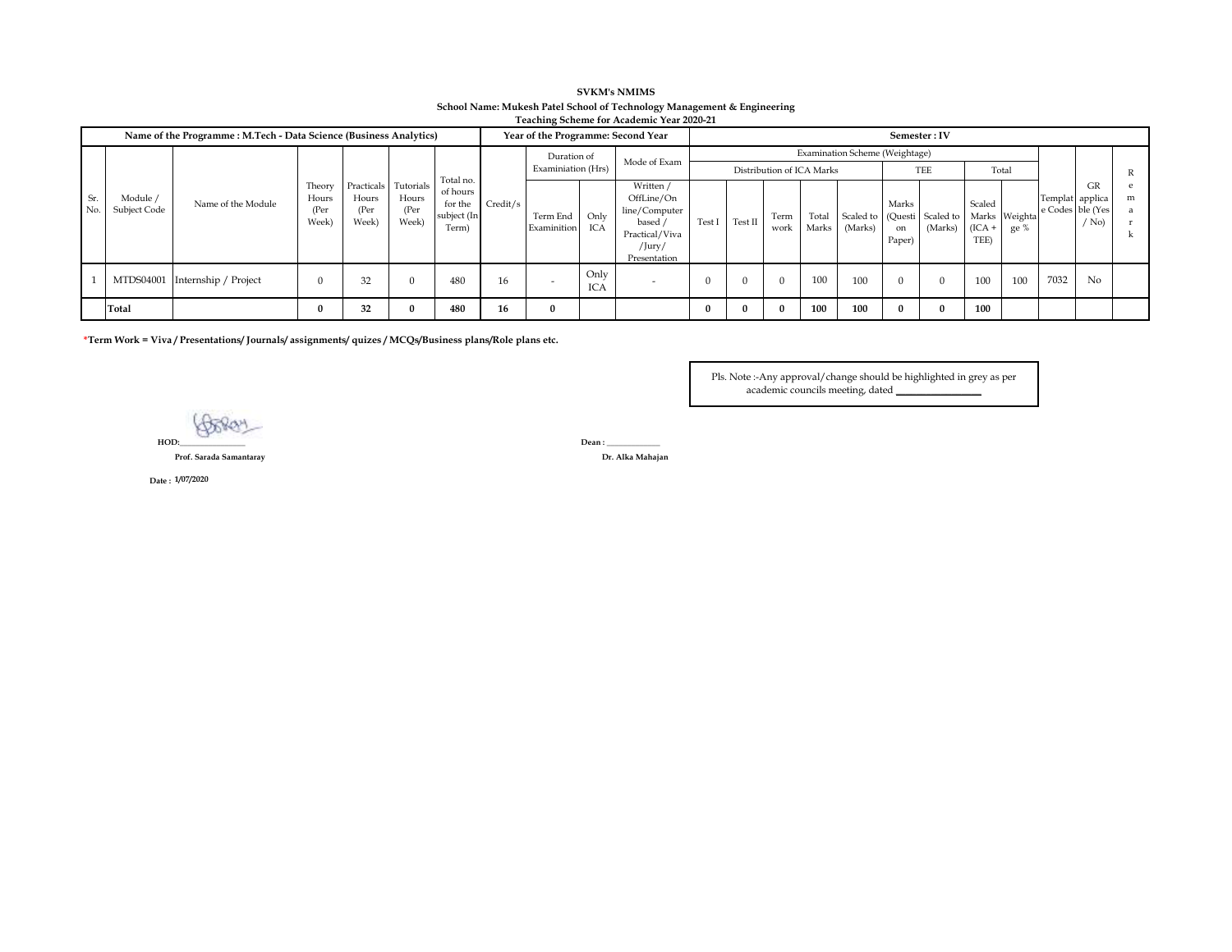**SVKM's NMIMS**

**School Name: Mukesh Patel School of Technology Management & Engineering**

**Teaching Scheme for Academic Year 2020-21**

| Name of the Programme : M.Tech - Data Science (Business Analytics) | | | | | | | Year of the Programme: Second Year | | | | Semester : IV | | | | | | | | | | | | |
|---|---|---|---|---|---|---|---|---|---|---|---|---|---|---|---|---|---|---|---|---|---|---|---|
| | | | | | | | | Duration of Examiniation (Hrs) | | Mode of Exam | Examination Scheme (Weightage) | | | | | | | | | | | | |
| | | | | | | | | | | | Distribution of ICA Marks | | | | | TEE | | Total | | | | | |
| Sr. No. | Module / Subject Code | Name of the Module | Theory Hours (Per Week) | Practicals Hours (Per Week) | Tutorials Hours (Per Week) | Total no. of hours for the subject (In Term) | Credit/s | Term End Examinition | Only ICA | Written / OffLine/On line/Computer based / Practical/Viva /Jury/ Presentation | Test I | Test II | Term work | Total Marks | Scaled to (Marks) | Marks (Question Paper) | Scaled to (Marks) | Scaled Marks (ICA + TEE) | Weightage % | Template Codes | GR applicable (Yes / No) | Remark |
| 1 | MTDS04001 | Internship / Project | 0 | 32 | 0 | 480 | 16 | - | Only ICA | - | 0 | 0 | 0 | 100 | 100 | 0 | 0 | 100 | 100 | 7032 | No | |
| | **Total** | | **0** | **32** | **0** | **480** | **16** | **0** | | | **0** | **0** | **0** | **100** | **100** | **0** | **0** | **100** | | | | |

***Term Work = Viva / Presentations/ Journals/ assignments/ quizes / MCQs/Business plans/Role plans etc.**

Pls. Note :-Any approval/change should be highlighted in grey as per academic councils meeting, dated ________

**HOD:**________________

**Prof. Sarada Samantaray**

**Dean :** ____________

**Dr. Alka Mahajan**

**Date : 1/07/2020**